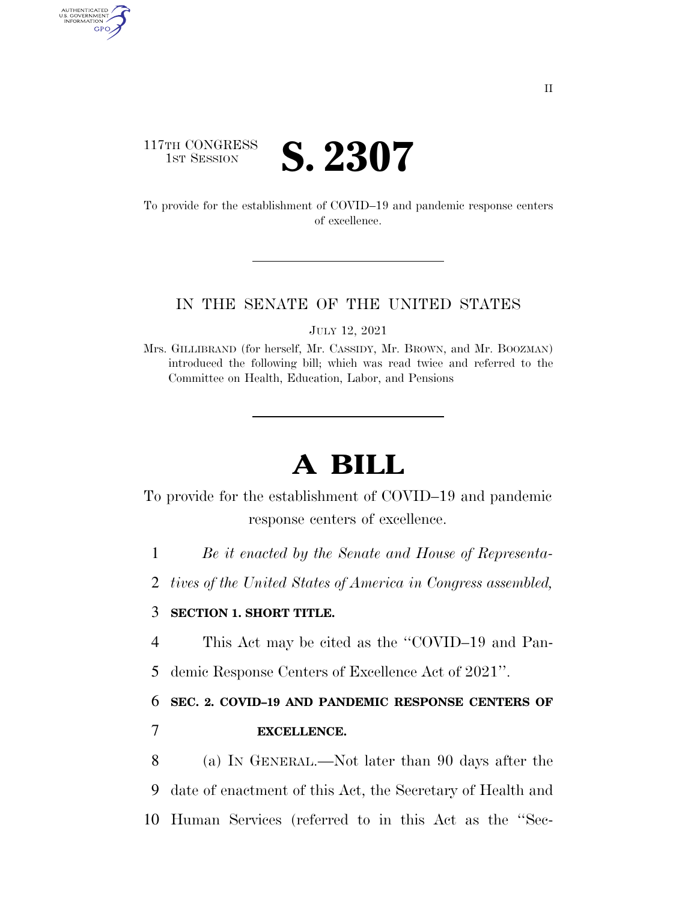117TH CONGRESS
1ST SESSION

# S. 2307

To provide for the establishment of COVID–19 and pandemic response centers of excellence.

IN THE SENATE OF THE UNITED STATES

JULY 12, 2021

Mrs. GILLIBRAND (for herself, Mr. CASSIDY, Mr. BROWN, and Mr. BOOZMAN) introduced the following bill; which was read twice and referred to the Committee on Health, Education, Labor, and Pensions

# A BILL

To provide for the establishment of COVID–19 and pandemic response centers of excellence.

1 *Be it enacted by the Senate and House of Representa-*
2 *tives of the United States of America in Congress assembled,*

3 **SECTION 1. SHORT TITLE.**

4 This Act may be cited as the ''COVID–19 and Pan-
5 demic Response Centers of Excellence Act of 2021''.

6 **SEC. 2. COVID–19 AND PANDEMIC RESPONSE CENTERS OF**
7 **EXCELLENCE.**

8 (a) IN GENERAL.—Not later than 90 days after the
9 date of enactment of this Act, the Secretary of Health and
10 Human Services (referred to in this Act as the ''Sec-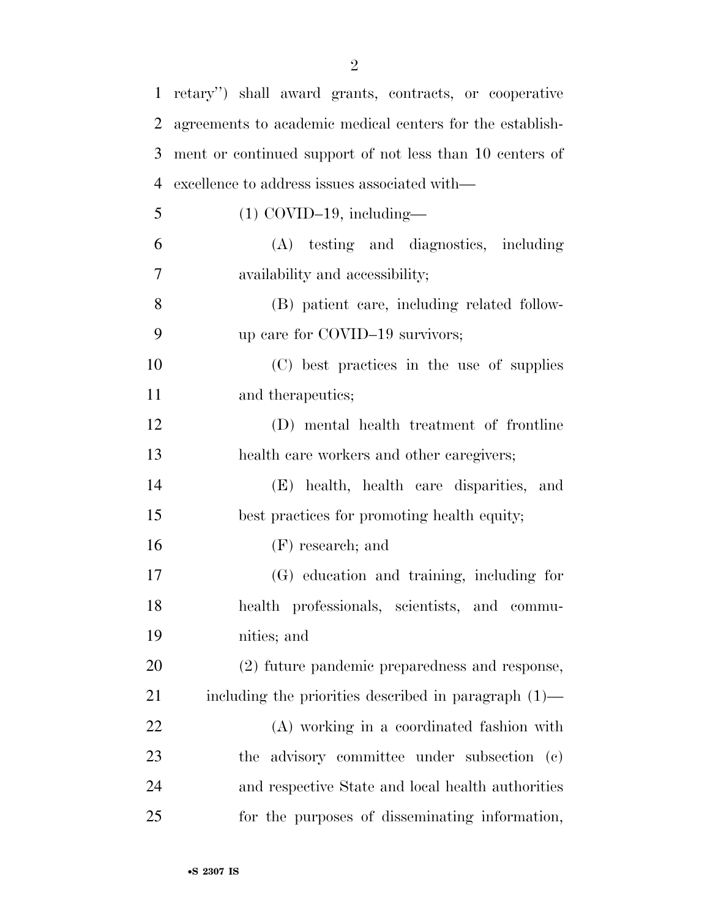retary'') shall award grants, contracts, or cooperative agreements to academic medical centers for the establishment or continued support of not less than 10 centers of excellence to address issues associated with—

(1) COVID–19, including—

(A) testing and diagnostics, including availability and accessibility;

(B) patient care, including related follow-up care for COVID–19 survivors;

(C) best practices in the use of supplies and therapeutics;

(D) mental health treatment of frontline health care workers and other caregivers;

(E) health, health care disparities, and best practices for promoting health equity;

(F) research; and

(G) education and training, including for health professionals, scientists, and communities; and

(2) future pandemic preparedness and response, including the priorities described in paragraph (1)—

(A) working in a coordinated fashion with the advisory committee under subsection (c) and respective State and local health authorities for the purposes of disseminating information,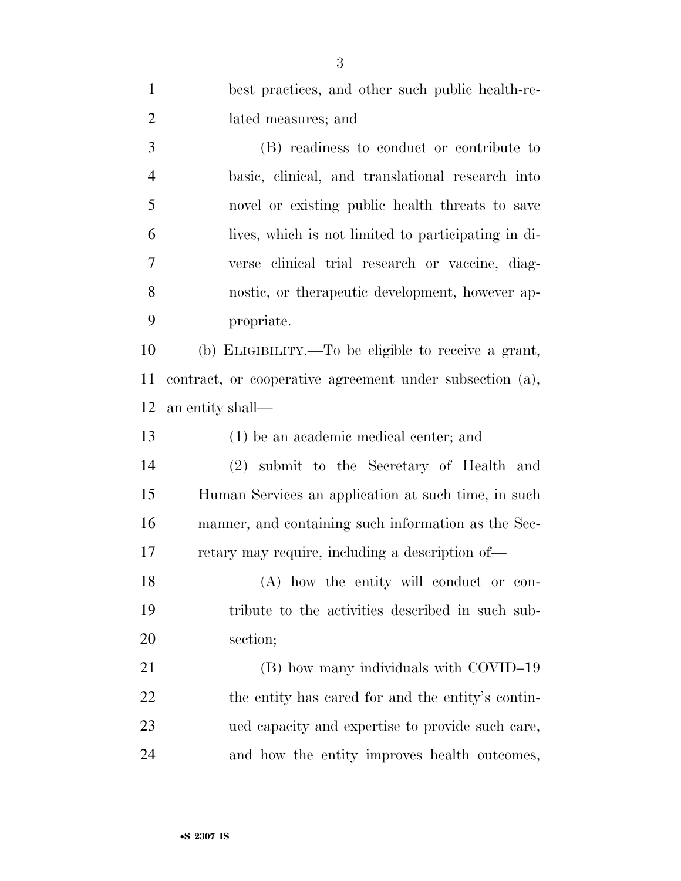best practices, and other such public health-related measures; and

(B) readiness to conduct or contribute to basic, clinical, and translational research into novel or existing public health threats to save lives, which is not limited to participating in diverse clinical trial research or vaccine, diagnostic, or therapeutic development, however appropriate.

(b) ELIGIBILITY.—To be eligible to receive a grant, contract, or cooperative agreement under subsection (a), an entity shall—

(1) be an academic medical center; and

(2) submit to the Secretary of Health and Human Services an application at such time, in such manner, and containing such information as the Secretary may require, including a description of—

(A) how the entity will conduct or contribute to the activities described in such subsection;

(B) how many individuals with COVID–19 the entity has cared for and the entity's continued capacity and expertise to provide such care, and how the entity improves health outcomes,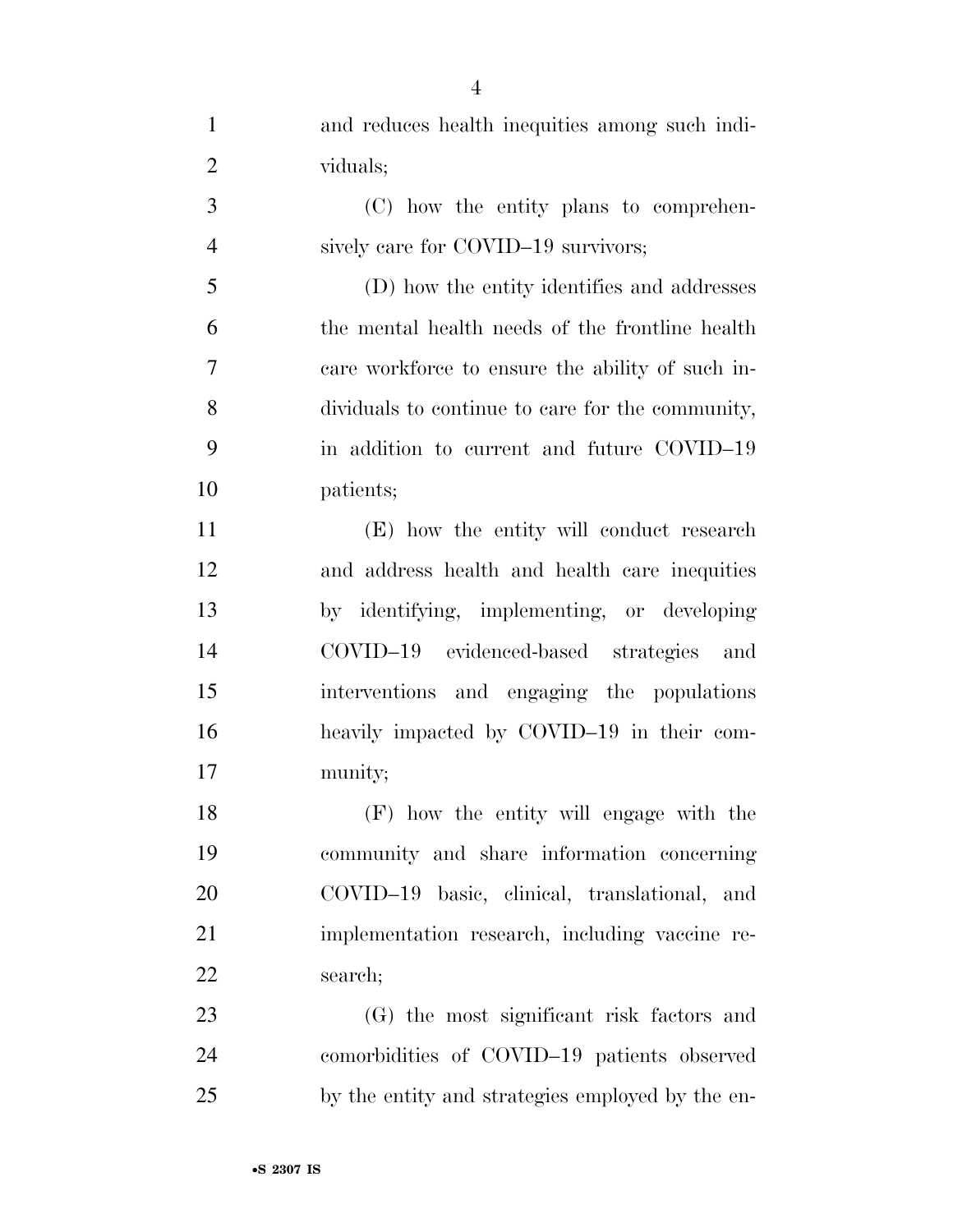and reduces health inequities among such individuals;

(C) how the entity plans to comprehensively care for COVID–19 survivors;

(D) how the entity identifies and addresses the mental health needs of the frontline health care workforce to ensure the ability of such individuals to continue to care for the community, in addition to current and future COVID–19 patients;

(E) how the entity will conduct research and address health and health care inequities by identifying, implementing, or developing COVID–19 evidenced-based strategies and interventions and engaging the populations heavily impacted by COVID–19 in their community;

(F) how the entity will engage with the community and share information concerning COVID–19 basic, clinical, translational, and implementation research, including vaccine research;

(G) the most significant risk factors and comorbidities of COVID–19 patients observed by the entity and strategies employed by the en-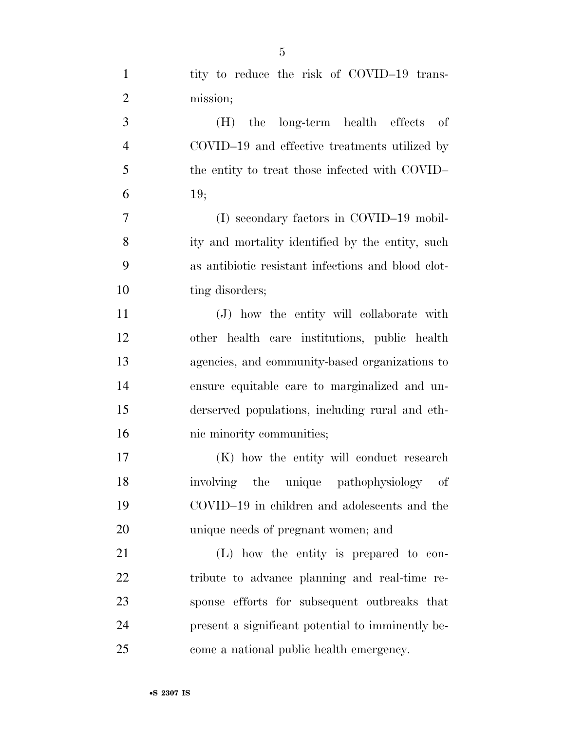tity to reduce the risk of COVID–19 transmission;

(H) the long-term health effects of COVID–19 and effective treatments utilized by the entity to treat those infected with COVID–19;

(I) secondary factors in COVID–19 mobility and mortality identified by the entity, such as antibiotic resistant infections and blood clotting disorders;

(J) how the entity will collaborate with other health care institutions, public health agencies, and community-based organizations to ensure equitable care to marginalized and underserved populations, including rural and ethnic minority communities;

(K) how the entity will conduct research involving the unique pathophysiology of COVID–19 in children and adolescents and the unique needs of pregnant women; and

(L) how the entity is prepared to contribute to advance planning and real-time response efforts for subsequent outbreaks that present a significant potential to imminently become a national public health emergency.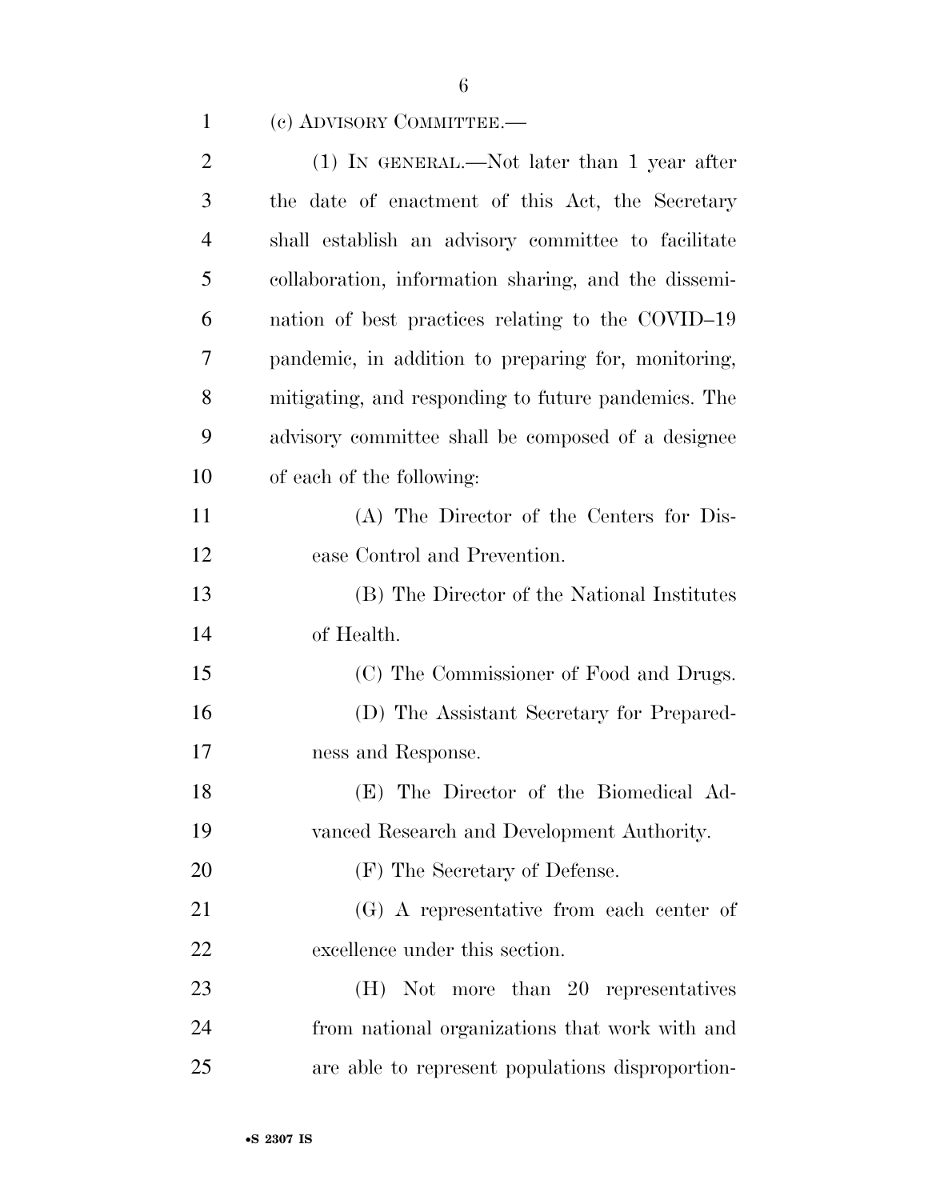(c) ADVISORY COMMITTEE.—

(1) IN GENERAL.—Not later than 1 year after the date of enactment of this Act, the Secretary shall establish an advisory committee to facilitate collaboration, information sharing, and the dissemination of best practices relating to the COVID–19 pandemic, in addition to preparing for, monitoring, mitigating, and responding to future pandemics. The advisory committee shall be composed of a designee of each of the following:

(A) The Director of the Centers for Disease Control and Prevention.

(B) The Director of the National Institutes of Health.

(C) The Commissioner of Food and Drugs.

(D) The Assistant Secretary for Preparedness and Response.

(E) The Director of the Biomedical Advanced Research and Development Authority.

(F) The Secretary of Defense.

(G) A representative from each center of excellence under this section.

(H) Not more than 20 representatives from national organizations that work with and are able to represent populations disproportion-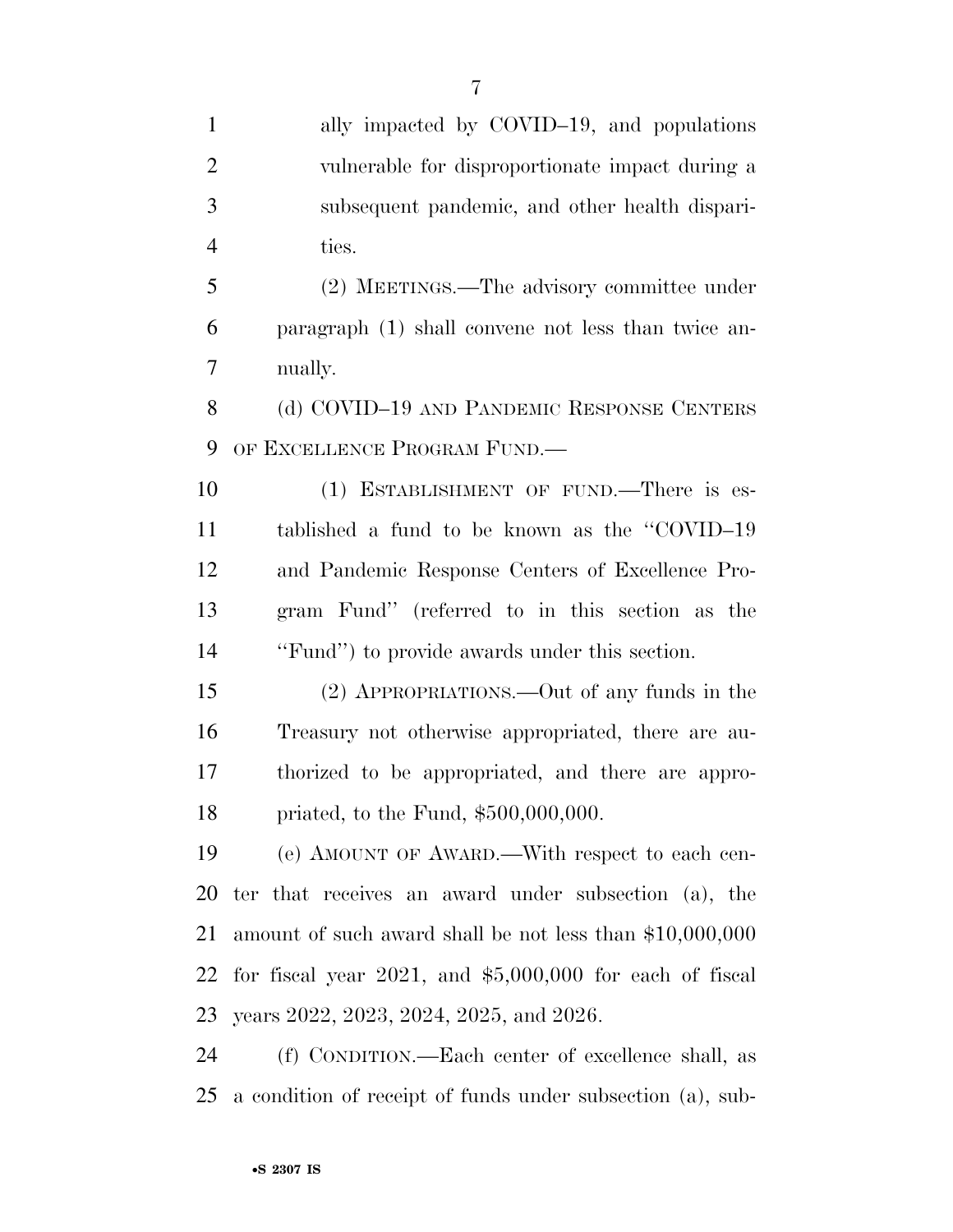ally impacted by COVID–19, and populations vulnerable for disproportionate impact during a subsequent pandemic, and other health disparities.

(2) MEETINGS.—The advisory committee under paragraph (1) shall convene not less than twice annually.

(d) COVID–19 AND PANDEMIC RESPONSE CENTERS OF EXCELLENCE PROGRAM FUND.—

(1) ESTABLISHMENT OF FUND.—There is established a fund to be known as the ''COVID–19 and Pandemic Response Centers of Excellence Program Fund'' (referred to in this section as the ''Fund'') to provide awards under this section.

(2) APPROPRIATIONS.—Out of any funds in the Treasury not otherwise appropriated, there are authorized to be appropriated, and there are appropriated, to the Fund, $500,000,000.

(e) AMOUNT OF AWARD.—With respect to each center that receives an award under subsection (a), the amount of such award shall be not less than $10,000,000 for fiscal year 2021, and $5,000,000 for each of fiscal years 2022, 2023, 2024, 2025, and 2026.

(f) CONDITION.—Each center of excellence shall, as a condition of receipt of funds under subsection (a), sub-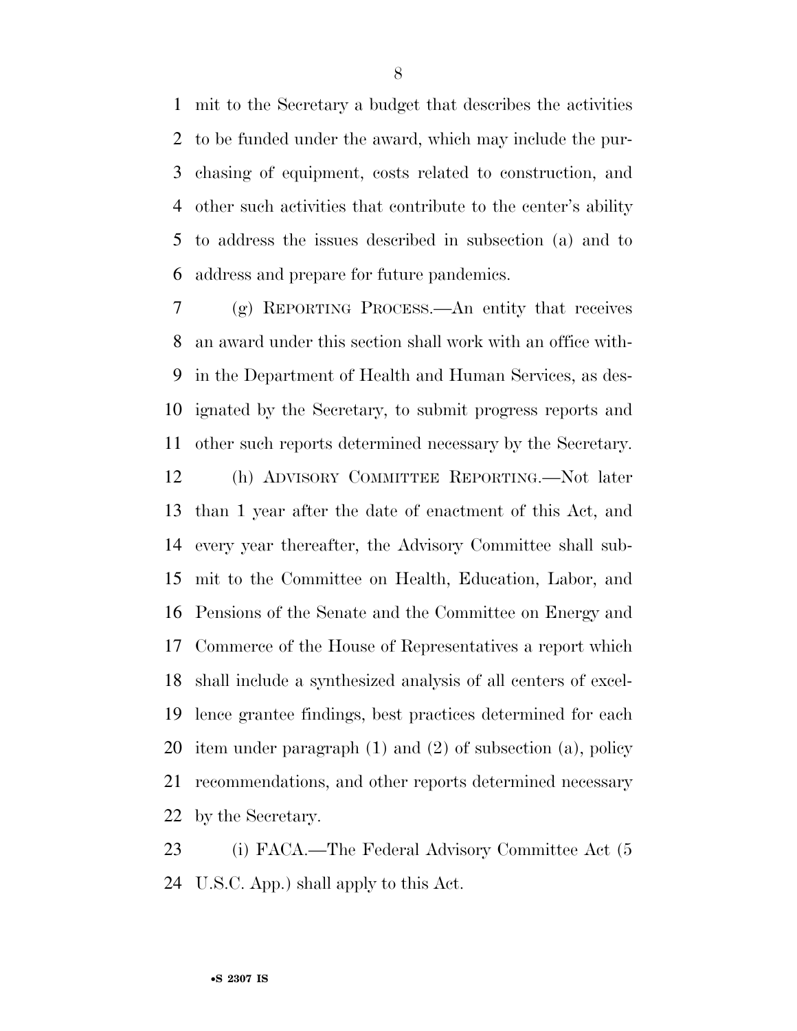mit to the Secretary a budget that describes the activities to be funded under the award, which may include the purchasing of equipment, costs related to construction, and other such activities that contribute to the center's ability to address the issues described in subsection (a) and to address and prepare for future pandemics.

(g) REPORTING PROCESS.—An entity that receives an award under this section shall work with an office within the Department of Health and Human Services, as designated by the Secretary, to submit progress reports and other such reports determined necessary by the Secretary.

(h) ADVISORY COMMITTEE REPORTING.—Not later than 1 year after the date of enactment of this Act, and every year thereafter, the Advisory Committee shall submit to the Committee on Health, Education, Labor, and Pensions of the Senate and the Committee on Energy and Commerce of the House of Representatives a report which shall include a synthesized analysis of all centers of excellence grantee findings, best practices determined for each item under paragraph (1) and (2) of subsection (a), policy recommendations, and other reports determined necessary by the Secretary.

(i) FACA.—The Federal Advisory Committee Act (5 U.S.C. App.) shall apply to this Act.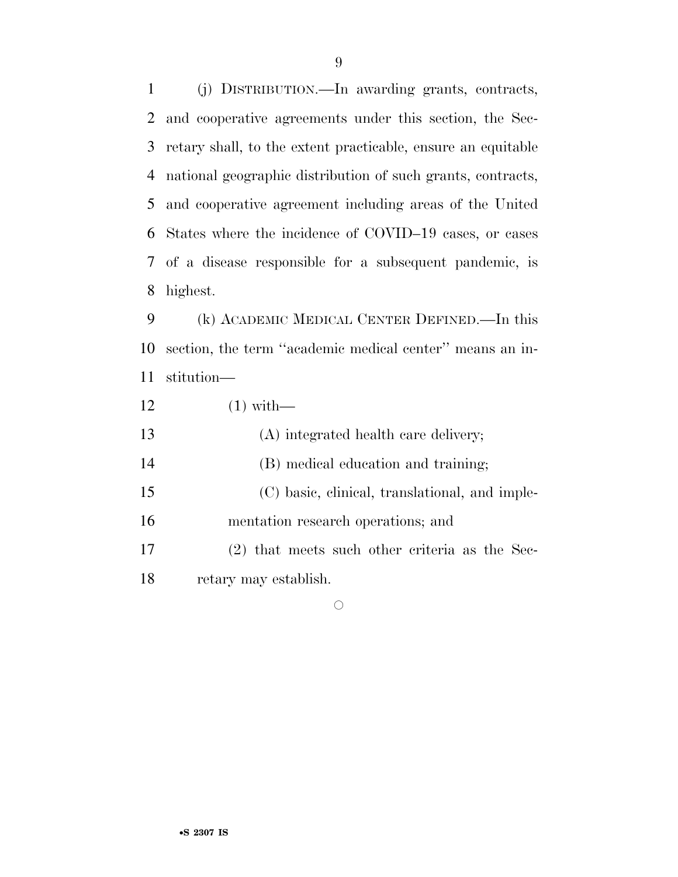(j) DISTRIBUTION.—In awarding grants, contracts, and cooperative agreements under this section, the Secretary shall, to the extent practicable, ensure an equitable national geographic distribution of such grants, contracts, and cooperative agreement including areas of the United States where the incidence of COVID–19 cases, or cases of a disease responsible for a subsequent pandemic, is highest.

(k) ACADEMIC MEDICAL CENTER DEFINED.—In this section, the term ''academic medical center'' means an institution—

(1) with—

(A) integrated health care delivery;

(B) medical education and training;

(C) basic, clinical, translational, and implementation research operations; and

(2) that meets such other criteria as the Secretary may establish.

○